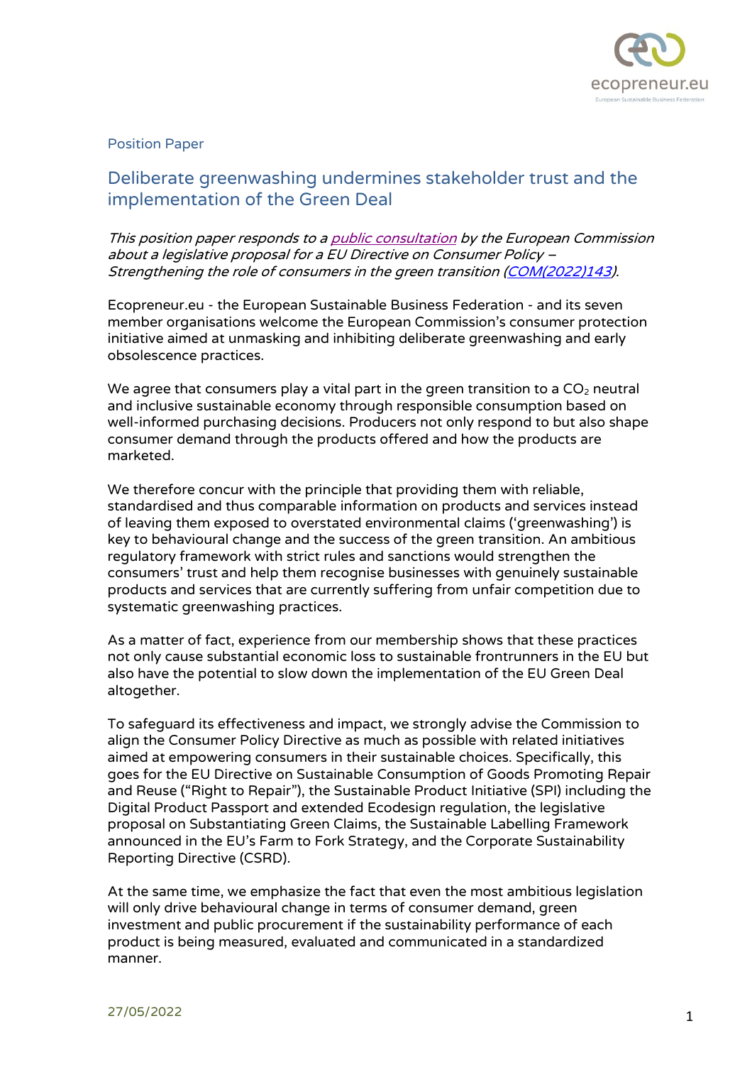Position Paper

# Deliberate greenwashing undermines stakeholder trust and the implementation of the Green Deal

*This position paper responds to a [public consultation](#) by the European Commission about a legislative proposal for a EU Directive on Consumer Policy – Strengthening the role of consumers in the green transition ([COM(2022)143](#)).*

Ecopreneur.eu - the European Sustainable Business Federation - and its seven member organisations welcome the European Commission's consumer protection initiative aimed at unmasking and inhibiting deliberate greenwashing and early obsolescence practices.

We agree that consumers play a vital part in the green transition to a $CO_2$ neutral and inclusive sustainable economy through responsible consumption based on well-informed purchasing decisions. Producers not only respond to but also shape consumer demand through the products offered and how the products are marketed.

We therefore concur with the principle that providing them with reliable, standardised and thus comparable information on products and services instead of leaving them exposed to overstated environmental claims ('greenwashing') is key to behavioural change and the success of the green transition. An ambitious regulatory framework with strict rules and sanctions would strengthen the consumers' trust and help them recognise businesses with genuinely sustainable products and services that are currently suffering from unfair competition due to systematic greenwashing practices.

As a matter of fact, experience from our membership shows that these practices not only cause substantial economic loss to sustainable frontrunners in the EU but also have the potential to slow down the implementation of the EU Green Deal altogether.

To safeguard its effectiveness and impact, we strongly advise the Commission to align the Consumer Policy Directive as much as possible with related initiatives aimed at empowering consumers in their sustainable choices. Specifically, this goes for the EU Directive on Sustainable Consumption of Goods Promoting Repair and Reuse ("Right to Repair"), the Sustainable Product Initiative (SPI) including the Digital Product Passport and extended Ecodesign regulation, the legislative proposal on Substantiating Green Claims, the Sustainable Labelling Framework announced in the EU's Farm to Fork Strategy, and the Corporate Sustainability Reporting Directive (CSRD).

At the same time, we emphasize the fact that even the most ambitious legislation will only drive behavioural change in terms of consumer demand, green investment and public procurement if the sustainability performance of each product is being measured, evaluated and communicated in a standardized manner.

27/05/2022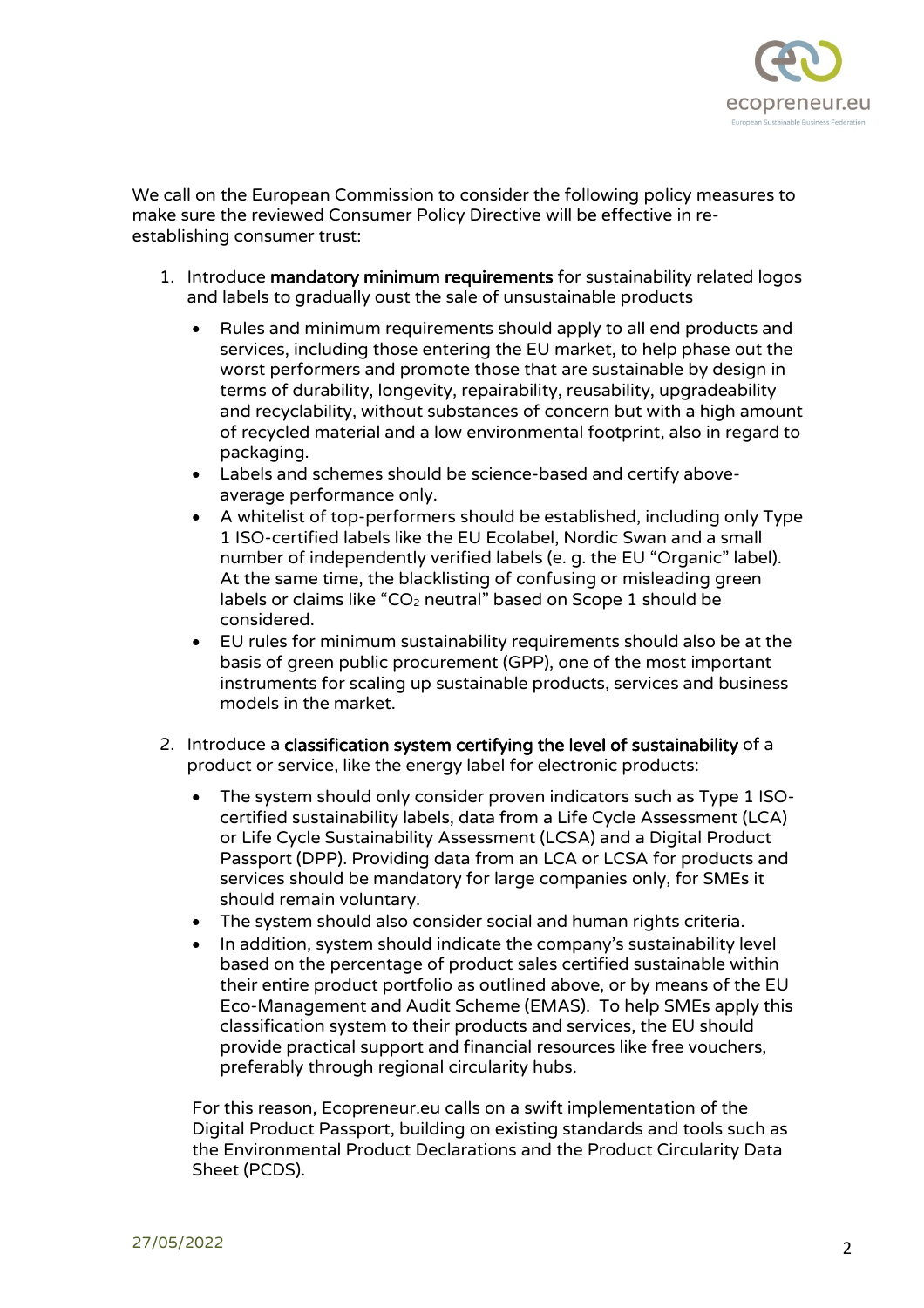We call on the European Commission to consider the following policy measures to make sure the reviewed Consumer Policy Directive will be effective in re-establishing consumer trust:

1. Introduce **mandatory minimum requirements** for sustainability related logos and labels to gradually oust the sale of unsustainable products
   - Rules and minimum requirements should apply to all end products and services, including those entering the EU market, to help phase out the worst performers and promote those that are sustainable by design in terms of durability, longevity, repairability, reusability, upgradeability and recyclability, without substances of concern but with a high amount of recycled material and a low environmental footprint, also in regard to packaging.
   - Labels and schemes should be science-based and certify above-average performance only.
   - A whitelist of top-performers should be established, including only Type 1 ISO-certified labels like the EU Ecolabel, Nordic Swan and a small number of independently verified labels (e. g. the EU "Organic" label). At the same time, the blacklisting of confusing or misleading green labels or claims like "$CO_2$ neutral" based on Scope 1 should be considered.
   - EU rules for minimum sustainability requirements should also be at the basis of green public procurement (GPP), one of the most important instruments for scaling up sustainable products, services and business models in the market.

2. Introduce a **classification system certifying the level of sustainability** of a product or service, like the energy label for electronic products:
   - The system should only consider proven indicators such as Type 1 ISO-certified sustainability labels, data from a Life Cycle Assessment (LCA) or Life Cycle Sustainability Assessment (LCSA) and a Digital Product Passport (DPP). Providing data from an LCA or LCSA for products and services should be mandatory for large companies only, for SMEs it should remain voluntary.
   - The system should also consider social and human rights criteria.
   - In addition, system should indicate the company's sustainability level based on the percentage of product sales certified sustainable within their entire product portfolio as outlined above, or by means of the EU Eco-Management and Audit Scheme (EMAS). To help SMEs apply this classification system to their products and services, the EU should provide practical support and financial resources like free vouchers, preferably through regional circularity hubs.

   For this reason, Ecopreneur.eu calls on a swift implementation of the Digital Product Passport, building on existing standards and tools such as the Environmental Product Declarations and the Product Circularity Data Sheet (PCDS).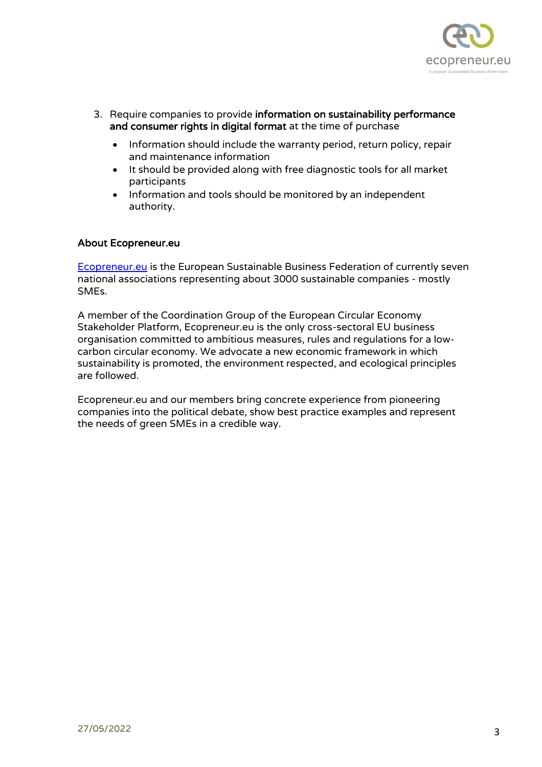3. Require companies to provide **information on sustainability performance and consumer rights in digital format** at the time of purchase
    - Information should include the warranty period, return policy, repair and maintenance information
    - It should be provided along with free diagnostic tools for all market participants
    - Information and tools should be monitored by an independent authority.

## About Ecopreneur.eu

Ecopreneur.eu is the European Sustainable Business Federation of currently seven national associations representing about 3000 sustainable companies - mostly SMEs.

A member of the Coordination Group of the European Circular Economy Stakeholder Platform, Ecopreneur.eu is the only cross-sectoral EU business organisation committed to ambitious measures, rules and regulations for a low-carbon circular economy. We advocate a new economic framework in which sustainability is promoted, the environment respected, and ecological principles are followed.

Ecopreneur.eu and our members bring concrete experience from pioneering companies into the political debate, show best practice examples and represent the needs of green SMEs in a credible way.

27/05/2022